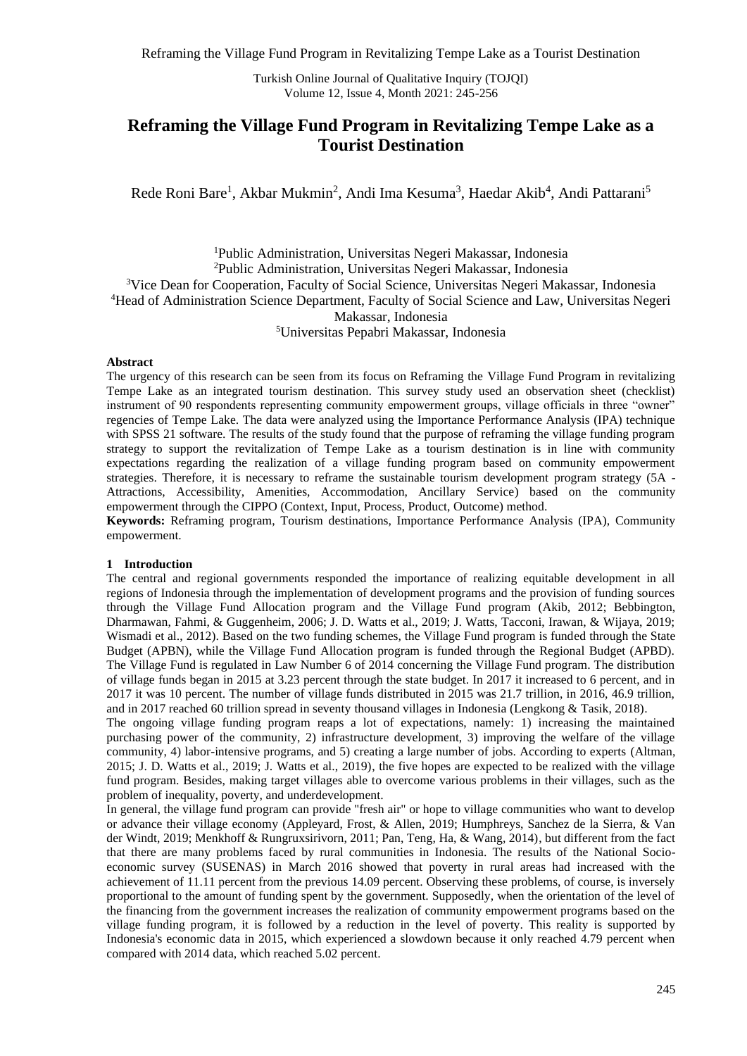# Reframing the Village Fund Program in Revitalizing Tempe Lake as a Tourist Destination

Rede Roni Bare[1], Akbar Mukmin[2], Andi Ima Kesuma[3], Haedar Akib[4], Andi Pattarani[5]

[1]Public Administration, Universitas Negeri Makassar, Indonesia
[2]Public Administration, Universitas Negeri Makassar, Indonesia
[3]Vice Dean for Cooperation, Faculty of Social Science, Universitas Negeri Makassar, Indonesia
[4]Head of Administration Science Department, Faculty of Social Science and Law, Universitas Negeri Makassar, Indonesia
[5]Universitas Pepabri Makassar, Indonesia

**Abstract**

The urgency of this research can be seen from its focus on Reframing the Village Fund Program in revitalizing Tempe Lake as an integrated tourism destination. This survey study used an observation sheet (checklist) instrument of 90 respondents representing community empowerment groups, village officials in three "owner" regencies of Tempe Lake. The data were analyzed using the Importance Performance Analysis (IPA) technique with SPSS 21 software. The results of the study found that the purpose of reframing the village funding program strategy to support the revitalization of Tempe Lake as a tourism destination is in line with community expectations regarding the realization of a village funding program based on community empowerment strategies. Therefore, it is necessary to reframe the sustainable tourism development program strategy (5A - Attractions, Accessibility, Amenities, Accommodation, Ancillary Service) based on the community empowerment through the CIPPO (Context, Input, Process, Product, Outcome) method.

**Keywords:** Reframing program, Tourism destinations, Importance Performance Analysis (IPA), Community empowerment.

## 1 Introduction

The central and regional governments responded the importance of realizing equitable development in all regions of Indonesia through the implementation of development programs and the provision of funding sources through the Village Fund Allocation program and the Village Fund program (Akib, 2012; Bebbington, Dharmawan, Fahmi, & Guggenheim, 2006; J. D. Watts et al., 2019; J. Watts, Tacconi, Irawan, & Wijaya, 2019; Wismadi et al., 2012). Based on the two funding schemes, the Village Fund program is funded through the State Budget (APBN), while the Village Fund Allocation program is funded through the Regional Budget (APBD). The Village Fund is regulated in Law Number 6 of 2014 concerning the Village Fund program. The distribution of village funds began in 2015 at 3.23 percent through the state budget. In 2017 it increased to 6 percent, and in 2017 it was 10 percent. The number of village funds distributed in 2015 was 21.7 trillion, in 2016, 46.9 trillion, and in 2017 reached 60 trillion spread in seventy thousand villages in Indonesia (Lengkong & Tasik, 2018).

The ongoing village funding program reaps a lot of expectations, namely: 1) increasing the maintained purchasing power of the community, 2) infrastructure development, 3) improving the welfare of the village community, 4) labor-intensive programs, and 5) creating a large number of jobs. According to experts (Altman, 2015; J. D. Watts et al., 2019; J. Watts et al., 2019), the five hopes are expected to be realized with the village fund program. Besides, making target villages able to overcome various problems in their villages, such as the problem of inequality, poverty, and underdevelopment.

In general, the village fund program can provide "fresh air" or hope to village communities who want to develop or advance their village economy (Appleyard, Frost, & Allen, 2019; Humphreys, Sanchez de la Sierra, & Van der Windt, 2019; Menkhoff & Rungruxsirivorn, 2011; Pan, Teng, Ha, & Wang, 2014), but different from the fact that there are many problems faced by rural communities in Indonesia. The results of the National Socio-economic survey (SUSENAS) in March 2016 showed that poverty in rural areas had increased with the achievement of 11.11 percent from the previous 14.09 percent. Observing these problems, of course, is inversely proportional to the amount of funding spent by the government. Supposedly, when the orientation of the level of the financing from the government increases the realization of community empowerment programs based on the village funding program, it is followed by a reduction in the level of poverty. This reality is supported by Indonesia's economic data in 2015, which experienced a slowdown because it only reached 4.79 percent when compared with 2014 data, which reached 5.02 percent.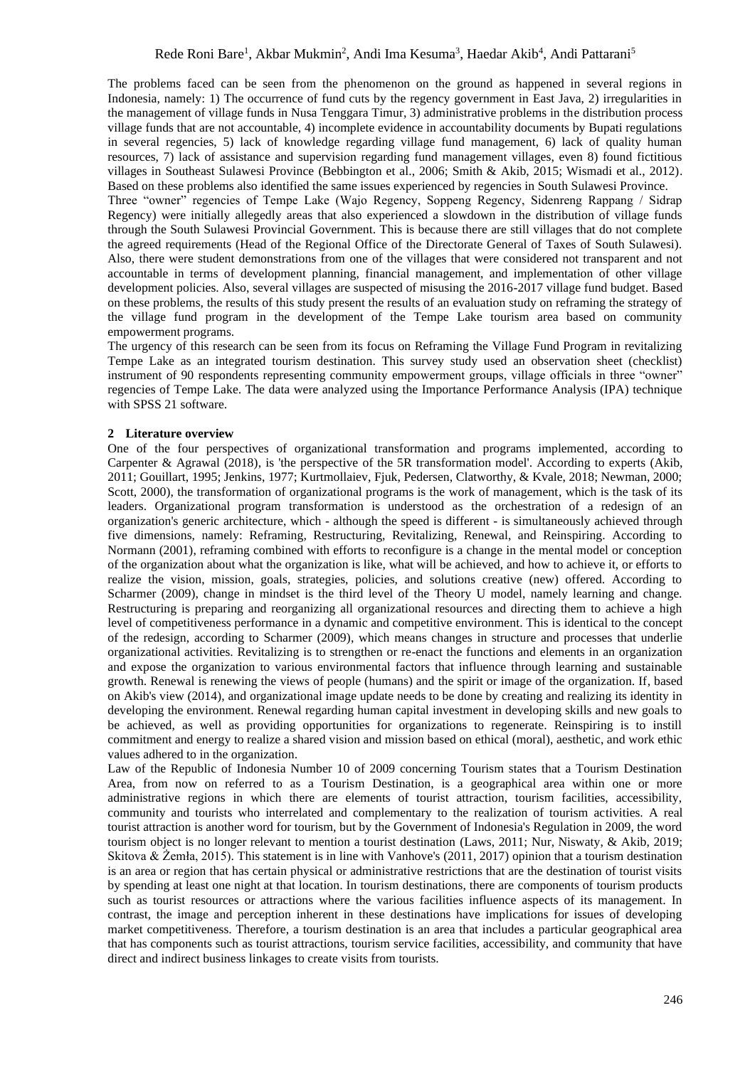The problems faced can be seen from the phenomenon on the ground as happened in several regions in Indonesia, namely: 1) The occurrence of fund cuts by the regency government in East Java, 2) irregularities in the management of village funds in Nusa Tenggara Timur, 3) administrative problems in the distribution process village funds that are not accountable, 4) incomplete evidence in accountability documents by Bupati regulations in several regencies, 5) lack of knowledge regarding village fund management, 6) lack of quality human resources, 7) lack of assistance and supervision regarding fund management villages, even 8) found fictitious villages in Southeast Sulawesi Province (Bebbington et al., 2006; Smith & Akib, 2015; Wismadi et al., 2012). Based on these problems also identified the same issues experienced by regencies in South Sulawesi Province.

Three "owner" regencies of Tempe Lake (Wajo Regency, Soppeng Regency, Sidenreng Rappang / Sidrap Regency) were initially allegedly areas that also experienced a slowdown in the distribution of village funds through the South Sulawesi Provincial Government. This is because there are still villages that do not complete the agreed requirements (Head of the Regional Office of the Directorate General of Taxes of South Sulawesi). Also, there were student demonstrations from one of the villages that were considered not transparent and not accountable in terms of development planning, financial management, and implementation of other village development policies. Also, several villages are suspected of misusing the 2016-2017 village fund budget. Based on these problems, the results of this study present the results of an evaluation study on reframing the strategy of the village fund program in the development of the Tempe Lake tourism area based on community empowerment programs.

The urgency of this research can be seen from its focus on Reframing the Village Fund Program in revitalizing Tempe Lake as an integrated tourism destination. This survey study used an observation sheet (checklist) instrument of 90 respondents representing community empowerment groups, village officials in three "owner" regencies of Tempe Lake. The data were analyzed using the Importance Performance Analysis (IPA) technique with SPSS 21 software.

## 2 Literature overview

One of the four perspectives of organizational transformation and programs implemented, according to Carpenter & Agrawal (2018), is 'the perspective of the 5R transformation model'. According to experts (Akib, 2011; Gouillart, 1995; Jenkins, 1977; Kurtmollaiev, Fjuk, Pedersen, Clatworthy, & Kvale, 2018; Newman, 2000; Scott, 2000), the transformation of organizational programs is the work of management, which is the task of its leaders. Organizational program transformation is understood as the orchestration of a redesign of an organization's generic architecture, which - although the speed is different - is simultaneously achieved through five dimensions, namely: Reframing, Restructuring, Revitalizing, Renewal, and Reinspiring. According to Normann (2001), reframing combined with efforts to reconfigure is a change in the mental model or conception of the organization about what the organization is like, what will be achieved, and how to achieve it, or efforts to realize the vision, mission, goals, strategies, policies, and solutions creative (new) offered. According to Scharmer (2009), change in mindset is the third level of the Theory U model, namely learning and change. Restructuring is preparing and reorganizing all organizational resources and directing them to achieve a high level of competitiveness performance in a dynamic and competitive environment. This is identical to the concept of the redesign, according to Scharmer (2009), which means changes in structure and processes that underlie organizational activities. Revitalizing is to strengthen or re-enact the functions and elements in an organization and expose the organization to various environmental factors that influence through learning and sustainable growth. Renewal is renewing the views of people (humans) and the spirit or image of the organization. If, based on Akib's view (2014), and organizational image update needs to be done by creating and realizing its identity in developing the environment. Renewal regarding human capital investment in developing skills and new goals to be achieved, as well as providing opportunities for organizations to regenerate. Reinspiring is to instill commitment and energy to realize a shared vision and mission based on ethical (moral), aesthetic, and work ethic values adhered to in the organization.

Law of the Republic of Indonesia Number 10 of 2009 concerning Tourism states that a Tourism Destination Area, from now on referred to as a Tourism Destination, is a geographical area within one or more administrative regions in which there are elements of tourist attraction, tourism facilities, accessibility, community and tourists who interrelated and complementary to the realization of tourism activities. A real tourist attraction is another word for tourism, but by the Government of Indonesia's Regulation in 2009, the word tourism object is no longer relevant to mention a tourist destination (Laws, 2011; Nur, Niswaty, & Akib, 2019; Skitova & Żemła, 2015). This statement is in line with Vanhove's (2011, 2017) opinion that a tourism destination is an area or region that has certain physical or administrative restrictions that are the destination of tourist visits by spending at least one night at that location. In tourism destinations, there are components of tourism products such as tourist resources or attractions where the various facilities influence aspects of its management. In contrast, the image and perception inherent in these destinations have implications for issues of developing market competitiveness. Therefore, a tourism destination is an area that includes a particular geographical area that has components such as tourist attractions, tourism service facilities, accessibility, and community that have direct and indirect business linkages to create visits from tourists.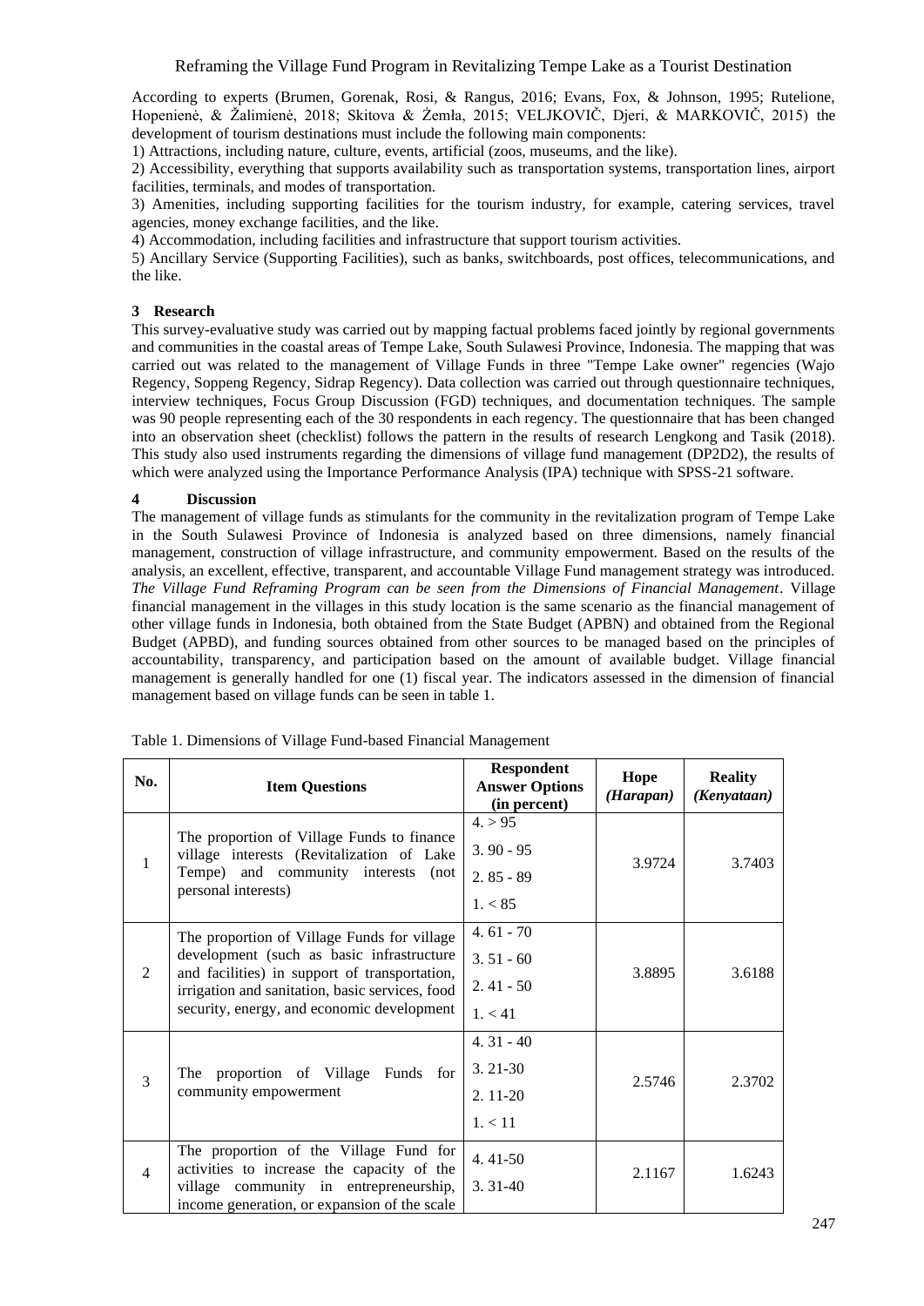According to experts (Brumen, Gorenak, Rosi, & Rangus, 2016; Evans, Fox, & Johnson, 1995; Rutelione, Hopenienė, & Žalimienė, 2018; Skitova & Żemła, 2015; VELJKOVIČ, Djeri, & MARKOVIČ, 2015) the development of tourism destinations must include the following main components:

1) Attractions, including nature, culture, events, artificial (zoos, museums, and the like).

2) Accessibility, everything that supports availability such as transportation systems, transportation lines, airport facilities, terminals, and modes of transportation.

3) Amenities, including supporting facilities for the tourism industry, for example, catering services, travel agencies, money exchange facilities, and the like.

4) Accommodation, including facilities and infrastructure that support tourism activities.

5) Ancillary Service (Supporting Facilities), such as banks, switchboards, post offices, telecommunications, and the like.

## 3 Research

This survey-evaluative study was carried out by mapping factual problems faced jointly by regional governments and communities in the coastal areas of Tempe Lake, South Sulawesi Province, Indonesia. The mapping that was carried out was related to the management of Village Funds in three "Tempe Lake owner" regencies (Wajo Regency, Soppeng Regency, Sidrap Regency). Data collection was carried out through questionnaire techniques, interview techniques, Focus Group Discussion (FGD) techniques, and documentation techniques. The sample was 90 people representing each of the 30 respondents in each regency. The questionnaire that has been changed into an observation sheet (checklist) follows the pattern in the results of research Lengkong and Tasik (2018). This study also used instruments regarding the dimensions of village fund management (DP2D2), the results of which were analyzed using the Importance Performance Analysis (IPA) technique with SPSS-21 software.

## 4 Discussion

The management of village funds as stimulants for the community in the revitalization program of Tempe Lake in the South Sulawesi Province of Indonesia is analyzed based on three dimensions, namely financial management, construction of village infrastructure, and community empowerment. Based on the results of the analysis, an excellent, effective, transparent, and accountable Village Fund management strategy was introduced. *The Village Fund Reframing Program can be seen from the Dimensions of Financial Management*. Village financial management in the villages in this study location is the same scenario as the financial management of other village funds in Indonesia, both obtained from the State Budget (APBN) and obtained from the Regional Budget (APBD), and funding sources obtained from other sources to be managed based on the principles of accountability, transparency, and participation based on the amount of available budget. Village financial management is generally handled for one (1) fiscal year. The indicators assessed in the dimension of financial management based on village funds can be seen in table 1.

Table 1. Dimensions of Village Fund-based Financial Management

| No. | Item Questions | Respondent Answer Options (in percent) | Hope *(Harapan)* | Reality *(Kenyataan)* |
|---|---|---|---|---|
| 1 | The proportion of Village Funds to finance village interests (Revitalization of Lake Tempe) and community interests (not personal interests) | 4. > 95<br>3. 90 - 95<br>2. 85 - 89<br>1. < 85 | 3.9724 | 3.7403 |
| 2 | The proportion of Village Funds for village development (such as basic infrastructure and facilities) in support of transportation, irrigation and sanitation, basic services, food security, energy, and economic development | 4. 61 - 70<br>3. 51 - 60<br>2. 41 - 50<br>1. < 41 | 3.8895 | 3.6188 |
| 3 | The proportion of Village Funds for community empowerment | 4. 31 - 40<br>3. 21-30<br>2. 11-20<br>1. < 11 | 2.5746 | 2.3702 |
| 4 | The proportion of the Village Fund for activities to increase the capacity of the village community in entrepreneurship, income generation, or expansion of the scale | 4. 41-50<br>3. 31-40 | 2.1167 | 1.6243 |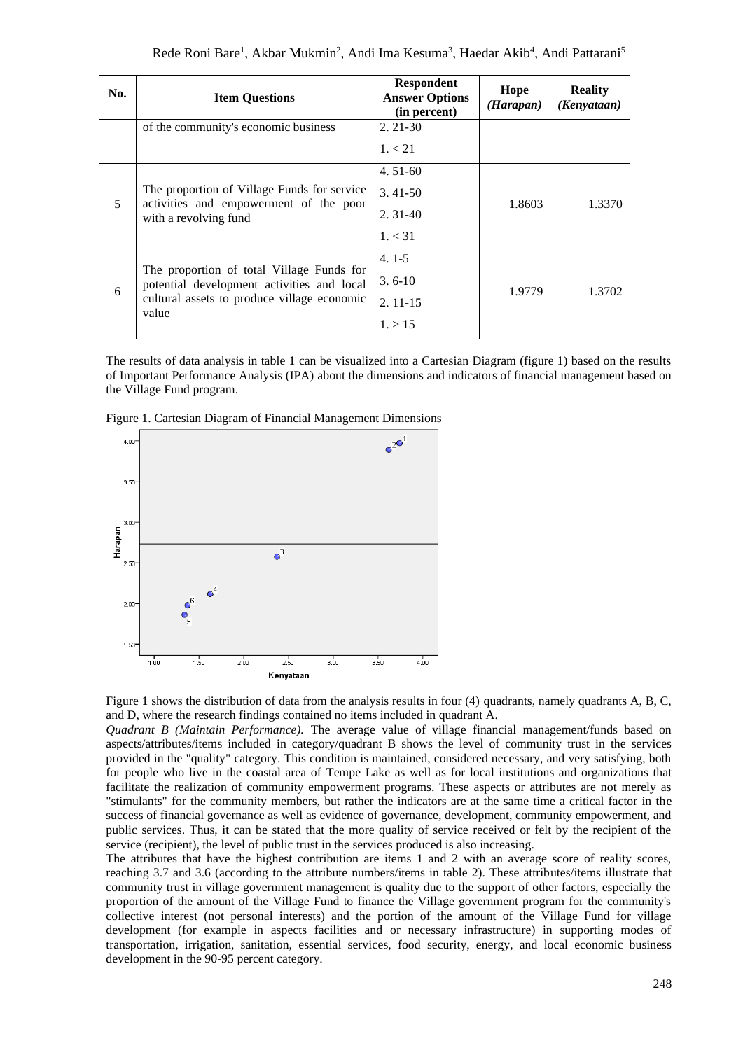| No. | Item Questions | Respondent Answer Options (in percent) | Hope *(Harapan)* | Reality *(Kenyataan)* |
|---|---|---|---|---|
| | of the community's economic business | 2. 21-30<br>1. < 21 | | |
| 5 | The proportion of Village Funds for service activities and empowerment of the poor with a revolving fund | 4. 51-60<br>3. 41-50<br>2. 31-40<br>1. < 31 | 1.8603 | 1.3370 |
| 6 | The proportion of total Village Funds for potential development activities and local cultural assets to produce village economic value | 4. 1-5<br>3. 6-10<br>2. 11-15<br>1. > 15 | 1.9779 | 1.3702 |

The results of data analysis in table 1 can be visualized into a Cartesian Diagram (figure 1) based on the results of Important Performance Analysis (IPA) about the dimensions and indicators of financial management based on the Village Fund program.

Figure 1. Cartesian Diagram of Financial Management Dimensions

Figure 1 shows the distribution of data from the analysis results in four (4) quadrants, namely quadrants A, B, C, and D, where the research findings contained no items included in quadrant A.

*Quadrant B (Maintain Performance).* The average value of village financial management/funds based on aspects/attributes/items included in category/quadrant B shows the level of community trust in the services provided in the "quality" category. This condition is maintained, considered necessary, and very satisfying, both for people who live in the coastal area of Tempe Lake as well as for local institutions and organizations that facilitate the realization of community empowerment programs. These aspects or attributes are not merely as "stimulants" for the community members, but rather the indicators are at the same time a critical factor in the success of financial governance as well as evidence of governance, development, community empowerment, and public services. Thus, it can be stated that the more quality of service received or felt by the recipient of the service (recipient), the level of public trust in the services produced is also increasing.

The attributes that have the highest contribution are items 1 and 2 with an average score of reality scores, reaching 3.7 and 3.6 (according to the attribute numbers/items in table 2). These attributes/items illustrate that community trust in village government management is quality due to the support of other factors, especially the proportion of the amount of the Village Fund to finance the Village government program for the community's collective interest (not personal interests) and the portion of the amount of the Village Fund for village development (for example in aspects facilities and or necessary infrastructure) in supporting modes of transportation, irrigation, sanitation, essential services, food security, energy, and local economic business development in the 90-95 percent category.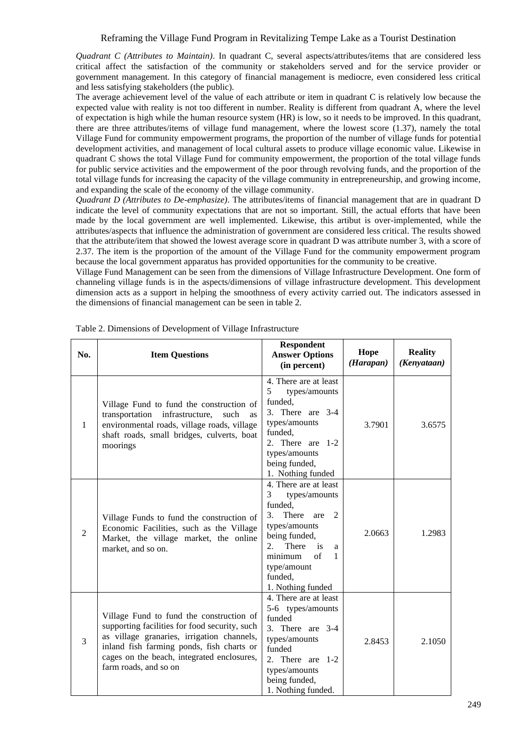*Quadrant C (Attributes to Maintain)*. In quadrant C, several aspects/attributes/items that are considered less critical affect the satisfaction of the community or stakeholders served and for the service provider or government management. In this category of financial management is mediocre, even considered less critical and less satisfying stakeholders (the public).

The average achievement level of the value of each attribute or item in quadrant C is relatively low because the expected value with reality is not too different in number. Reality is different from quadrant A, where the level of expectation is high while the human resource system (HR) is low, so it needs to be improved. In this quadrant, there are three attributes/items of village fund management, where the lowest score (1.37), namely the total Village Fund for community empowerment programs, the proportion of the number of village funds for potential development activities, and management of local cultural assets to produce village economic value. Likewise in quadrant C shows the total Village Fund for community empowerment, the proportion of the total village funds for public service activities and the empowerment of the poor through revolving funds, and the proportion of the total village funds for increasing the capacity of the village community in entrepreneurship, and growing income, and expanding the scale of the economy of the village community.

*Quadrant D (Attributes to De-emphasize)*. The attributes/items of financial management that are in quadrant D indicate the level of community expectations that are not so important. Still, the actual efforts that have been made by the local government are well implemented. Likewise, this artibut is over-implemented, while the attributes/aspects that influence the administration of government are considered less critical. The results showed that the attribute/item that showed the lowest average score in quadrant D was attribute number 3, with a score of 2.37. The item is the proportion of the amount of the Village Fund for the community empowerment program because the local government apparatus has provided opportunities for the community to be creative.

Village Fund Management can be seen from the dimensions of Village Infrastructure Development. One form of channeling village funds is in the aspects/dimensions of village infrastructure development. This development dimension acts as a support in helping the smoothness of every activity carried out. The indicators assessed in the dimensions of financial management can be seen in table 2.

Table 2. Dimensions of Development of Village Infrastructure

| No. | Item Questions | Respondent Answer Options (in percent) | Hope (*Harapan*) | Reality (*Kenyataan*) |
|---|---|---|---|---|
| 1 | Village Fund to fund the construction of transportation infrastructure, such as environmental roads, village roads, village shaft roads, small bridges, culverts, boat moorings | 4. There are at least 5 types/amounts funded, 3. There are 3-4 types/amounts funded, 2. There are 1-2 types/amounts being funded, 1. Nothing funded | 3.7901 | 3.6575 |
| 2 | Village Funds to fund the construction of Economic Facilities, such as the Village Market, the village market, the online market, and so on. | 4. There are at least 3 types/amounts funded, 3. There are 2 types/amounts being funded, 2. There is a minimum of 1 type/amount funded, 1. Nothing funded | 2.0663 | 1.2983 |
| 3 | Village Fund to fund the construction of supporting facilities for food security, such as village granaries, irrigation channels, inland fish farming ponds, fish charts or cages on the beach, integrated enclosures, farm roads, and so on | 4. There are at least 5-6 types/amounts funded 3. There are 3-4 types/amounts funded 2. There are 1-2 types/amounts being funded, 1. Nothing funded. | 2.8453 | 2.1050 |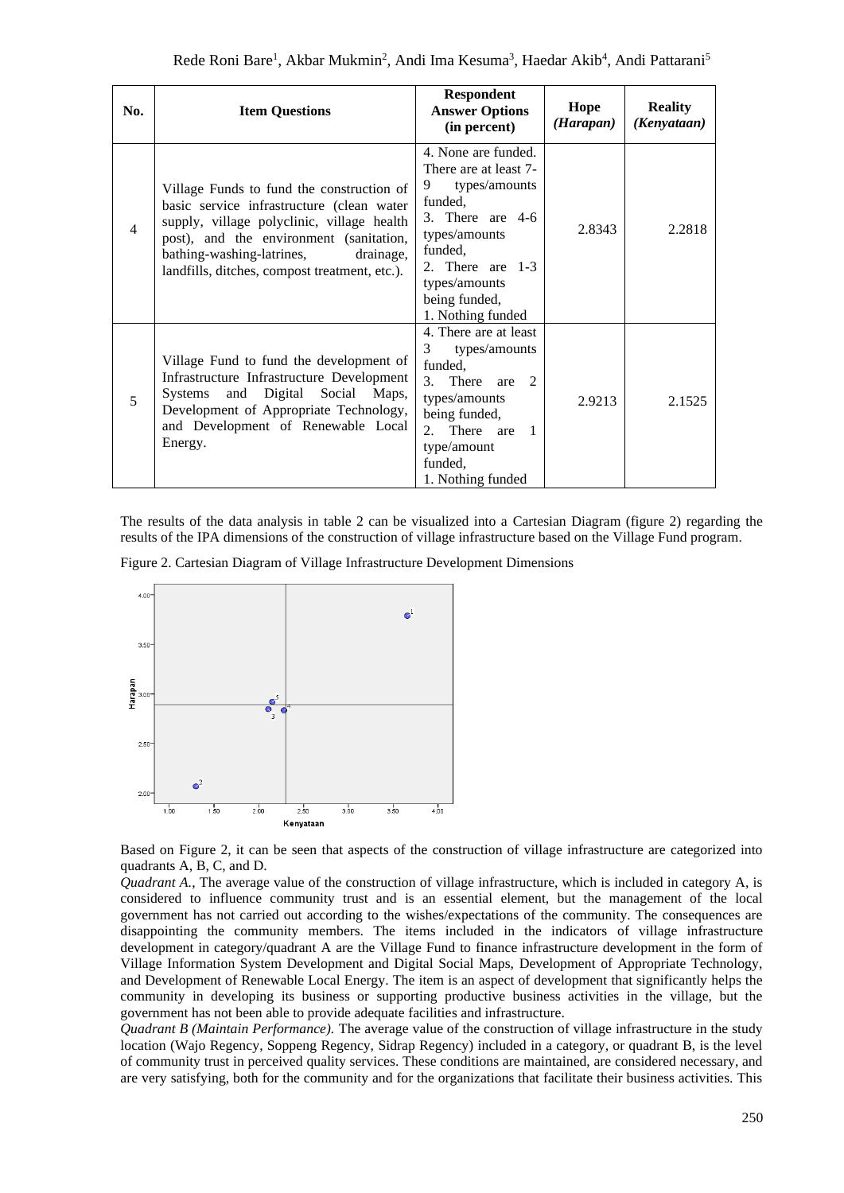| No. | Item Questions | Respondent Answer Options (in percent) | Hope *(Harapan)* | Reality *(Kenyataan)* |
|---|---|---|---|---|
| 4 | Village Funds to fund the construction of basic service infrastructure (clean water supply, village polyclinic, village health post), and the environment (sanitation, bathing-washing-latrines, drainage, landfills, ditches, compost treatment, etc.). | 4. None are funded. There are at least 7-9 types/amounts funded, 3. There are 4-6 types/amounts funded, 2. There are 1-3 types/amounts being funded, 1. Nothing funded | 2.8343 | 2.2818 |
| 5 | Village Fund to fund the development of Infrastructure Infrastructure Development Systems and Digital Social Maps, Development of Appropriate Technology, and Development of Renewable Local Energy. | 4. There are at least 3 types/amounts funded, 3. There are 2 types/amounts being funded, 2. There are 1 type/amount funded, 1. Nothing funded | 2.9213 | 2.1525 |

The results of the data analysis in table 2 can be visualized into a Cartesian Diagram (figure 2) regarding the results of the IPA dimensions of the construction of village infrastructure based on the Village Fund program.

Figure 2. Cartesian Diagram of Village Infrastructure Development Dimensions

Based on Figure 2, it can be seen that aspects of the construction of village infrastructure are categorized into quadrants A, B, C, and D.

*Quadrant A.*, The average value of the construction of village infrastructure, which is included in category A, is considered to influence community trust and is an essential element, but the management of the local government has not carried out according to the wishes/expectations of the community. The consequences are disappointing the community members. The items included in the indicators of village infrastructure development in category/quadrant A are the Village Fund to finance infrastructure development in the form of Village Information System Development and Digital Social Maps, Development of Appropriate Technology, and Development of Renewable Local Energy. The item is an aspect of development that significantly helps the community in developing its business or supporting productive business activities in the village, but the government has not been able to provide adequate facilities and infrastructure.

*Quadrant B (Maintain Performance).* The average value of the construction of village infrastructure in the study location (Wajo Regency, Soppeng Regency, Sidrap Regency) included in a category, or quadrant B, is the level of community trust in perceived quality services. These conditions are maintained, are considered necessary, and are very satisfying, both for the community and for the organizations that facilitate their business activities. This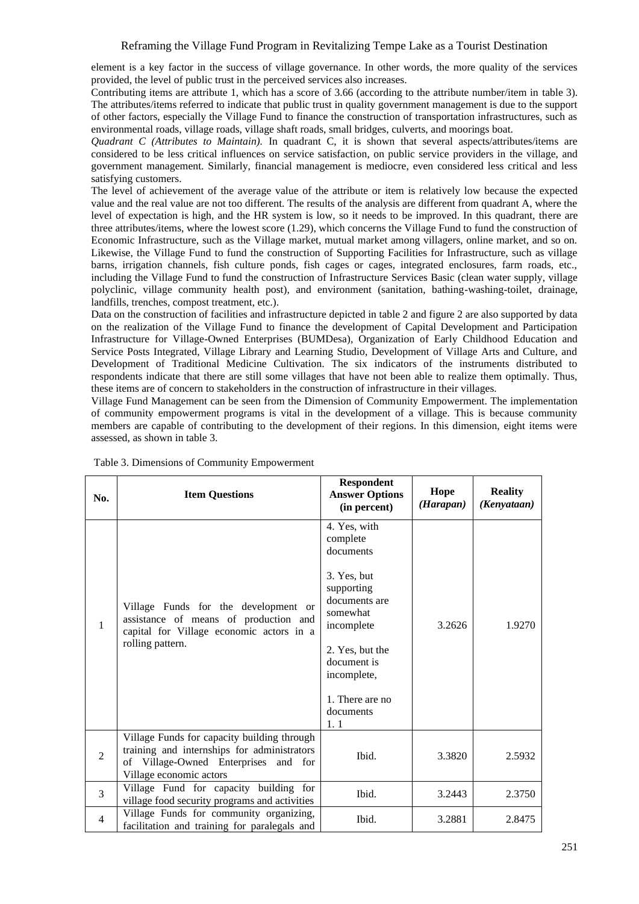element is a key factor in the success of village governance. In other words, the more quality of the services provided, the level of public trust in the perceived services also increases.

Contributing items are attribute 1, which has a score of 3.66 (according to the attribute number/item in table 3). The attributes/items referred to indicate that public trust in quality government management is due to the support of other factors, especially the Village Fund to finance the construction of transportation infrastructures, such as environmental roads, village roads, village shaft roads, small bridges, culverts, and moorings boat.

*Quadrant C (Attributes to Maintain).* In quadrant C, it is shown that several aspects/attributes/items are considered to be less critical influences on service satisfaction, on public service providers in the village, and government management. Similarly, financial management is mediocre, even considered less critical and less satisfying customers.

The level of achievement of the average value of the attribute or item is relatively low because the expected value and the real value are not too different. The results of the analysis are different from quadrant A, where the level of expectation is high, and the HR system is low, so it needs to be improved. In this quadrant, there are three attributes/items, where the lowest score (1.29), which concerns the Village Fund to fund the construction of Economic Infrastructure, such as the Village market, mutual market among villagers, online market, and so on. Likewise, the Village Fund to fund the construction of Supporting Facilities for Infrastructure, such as village barns, irrigation channels, fish culture ponds, fish cages or cages, integrated enclosures, farm roads, etc., including the Village Fund to fund the construction of Infrastructure Services Basic (clean water supply, village polyclinic, village community health post), and environment (sanitation, bathing-washing-toilet, drainage, landfills, trenches, compost treatment, etc.).

Data on the construction of facilities and infrastructure depicted in table 2 and figure 2 are also supported by data on the realization of the Village Fund to finance the development of Capital Development and Participation Infrastructure for Village-Owned Enterprises (BUMDesa), Organization of Early Childhood Education and Service Posts Integrated, Village Library and Learning Studio, Development of Village Arts and Culture, and Development of Traditional Medicine Cultivation. The six indicators of the instruments distributed to respondents indicate that there are still some villages that have not been able to realize them optimally. Thus, these items are of concern to stakeholders in the construction of infrastructure in their villages.

Village Fund Management can be seen from the Dimension of Community Empowerment. The implementation of community empowerment programs is vital in the development of a village. This is because community members are capable of contributing to the development of their regions. In this dimension, eight items were assessed, as shown in table 3.

Table 3. Dimensions of Community Empowerment

| No. | Item Questions | Respondent Answer Options (in percent) | Hope *(Harapan)* | Reality *(Kenyataan)* |
|---|---|---|---|---|
| 1 | Village Funds for the development or assistance of means of production and capital for Village economic actors in a rolling pattern. | 4. Yes, with complete documents<br><br>3. Yes, but supporting documents are somewhat incomplete<br><br>2. Yes, but the document is incomplete,<br><br>1. There are no documents<br>1. 1 | 3.2626 | 1.9270 |
| 2 | Village Funds for capacity building through training and internships for administrators of Village-Owned Enterprises and for Village economic actors | Ibid. | 3.3820 | 2.5932 |
| 3 | Village Fund for capacity building for village food security programs and activities | Ibid. | 3.2443 | 2.3750 |
| 4 | Village Funds for community organizing, facilitation and training for paralegals and | Ibid. | 3.2881 | 2.8475 |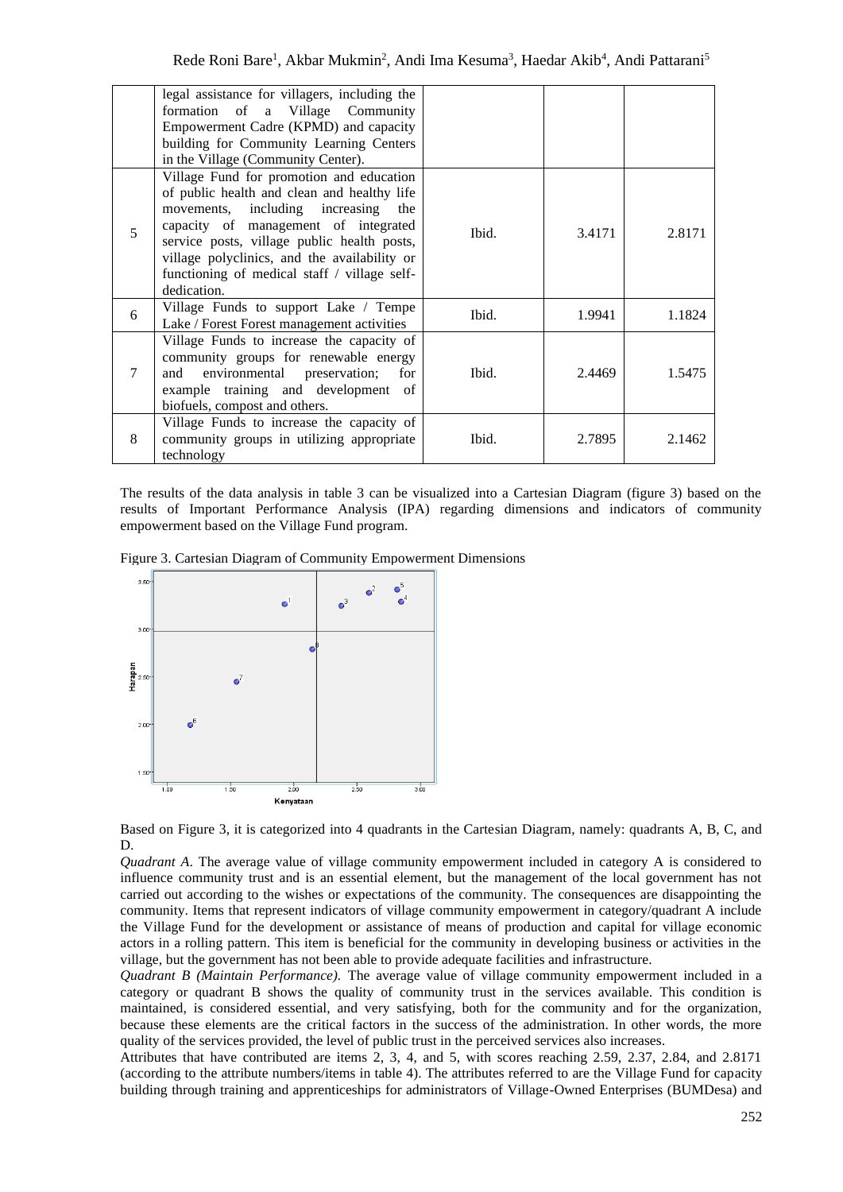| | | | | |
|---|---|---|---|---|
| | legal assistance for villagers, including the formation of a Village Community Empowerment Cadre (KPMD) and capacity building for Community Learning Centers in the Village (Community Center). | | | |
| 5 | Village Fund for promotion and education of public health and clean and healthy life movements, including increasing the capacity of management of integrated service posts, village public health posts, village polyclinics, and the availability or functioning of medical staff / village self-dedication. | Ibid. | 3.4171 | 2.8171 |
| 6 | Village Funds to support Lake / Tempe Lake / Forest Forest management activities | Ibid. | 1.9941 | 1.1824 |
| 7 | Village Funds to increase the capacity of community groups for renewable energy and environmental preservation; for example training and development of biofuels, compost and others. | Ibid. | 2.4469 | 1.5475 |
| 8 | Village Funds to increase the capacity of community groups in utilizing appropriate technology | Ibid. | 2.7895 | 2.1462 |

The results of the data analysis in table 3 can be visualized into a Cartesian Diagram (figure 3) based on the results of Important Performance Analysis (IPA) regarding dimensions and indicators of community empowerment based on the Village Fund program.

Figure 3. Cartesian Diagram of Community Empowerment Dimensions

Based on Figure 3, it is categorized into 4 quadrants in the Cartesian Diagram, namely: quadrants A, B, C, and D.

*Quadrant A*. The average value of village community empowerment included in category A is considered to influence community trust and is an essential element, but the management of the local government has not carried out according to the wishes or expectations of the community. The consequences are disappointing the community. Items that represent indicators of village community empowerment in category/quadrant A include the Village Fund for the development or assistance of means of production and capital for village economic actors in a rolling pattern. This item is beneficial for the community in developing business or activities in the village, but the government has not been able to provide adequate facilities and infrastructure.

*Quadrant B (Maintain Performance).* The average value of village community empowerment included in a category or quadrant B shows the quality of community trust in the services available. This condition is maintained, is considered essential, and very satisfying, both for the community and for the organization, because these elements are the critical factors in the success of the administration. In other words, the more quality of the services provided, the level of public trust in the perceived services also increases.

Attributes that have contributed are items 2, 3, 4, and 5, with scores reaching 2.59, 2.37, 2.84, and 2.8171 (according to the attribute numbers/items in table 4). The attributes referred to are the Village Fund for capacity building through training and apprenticeships for administrators of Village-Owned Enterprises (BUMDesa) and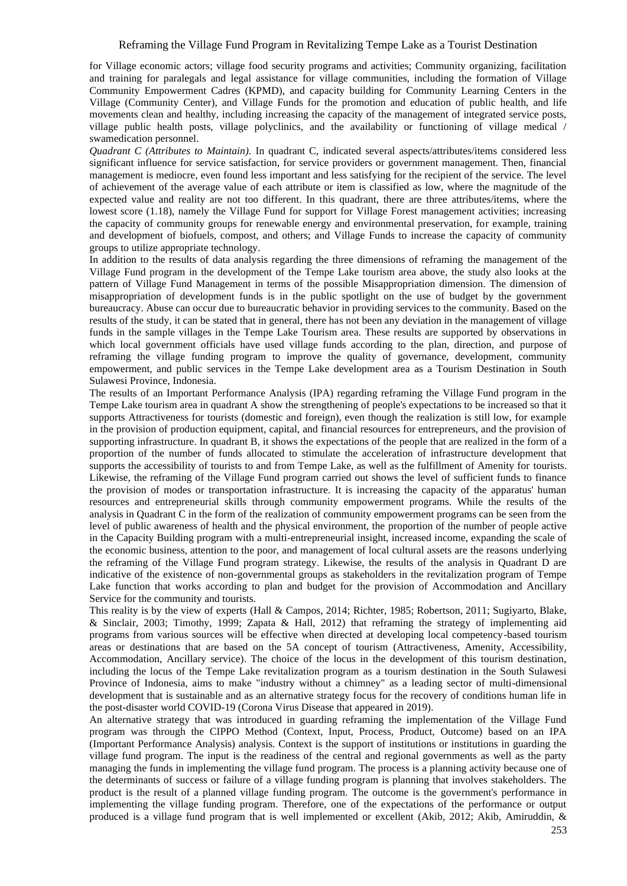for Village economic actors; village food security programs and activities; Community organizing, facilitation and training for paralegals and legal assistance for village communities, including the formation of Village Community Empowerment Cadres (KPMD), and capacity building for Community Learning Centers in the Village (Community Center), and Village Funds for the promotion and education of public health, and life movements clean and healthy, including increasing the capacity of the management of integrated service posts, village public health posts, village polyclinics, and the availability or functioning of village medical / swamedication personnel.

*Quadrant C (Attributes to Maintain).* In quadrant C, indicated several aspects/attributes/items considered less significant influence for service satisfaction, for service providers or government management. Then, financial management is mediocre, even found less important and less satisfying for the recipient of the service. The level of achievement of the average value of each attribute or item is classified as low, where the magnitude of the expected value and reality are not too different. In this quadrant, there are three attributes/items, where the lowest score (1.18), namely the Village Fund for support for Village Forest management activities; increasing the capacity of community groups for renewable energy and environmental preservation, for example, training and development of biofuels, compost, and others; and Village Funds to increase the capacity of community groups to utilize appropriate technology.

In addition to the results of data analysis regarding the three dimensions of reframing the management of the Village Fund program in the development of the Tempe Lake tourism area above, the study also looks at the pattern of Village Fund Management in terms of the possible Misappropriation dimension. The dimension of misappropriation of development funds is in the public spotlight on the use of budget by the government bureaucracy. Abuse can occur due to bureaucratic behavior in providing services to the community. Based on the results of the study, it can be stated that in general, there has not been any deviation in the management of village funds in the sample villages in the Tempe Lake Tourism area. These results are supported by observations in which local government officials have used village funds according to the plan, direction, and purpose of reframing the village funding program to improve the quality of governance, development, community empowerment, and public services in the Tempe Lake development area as a Tourism Destination in South Sulawesi Province, Indonesia.

The results of an Important Performance Analysis (IPA) regarding reframing the Village Fund program in the Tempe Lake tourism area in quadrant A show the strengthening of people's expectations to be increased so that it supports Attractiveness for tourists (domestic and foreign), even though the realization is still low, for example in the provision of production equipment, capital, and financial resources for entrepreneurs, and the provision of supporting infrastructure. In quadrant B, it shows the expectations of the people that are realized in the form of a proportion of the number of funds allocated to stimulate the acceleration of infrastructure development that supports the accessibility of tourists to and from Tempe Lake, as well as the fulfillment of Amenity for tourists. Likewise, the reframing of the Village Fund program carried out shows the level of sufficient funds to finance the provision of modes or transportation infrastructure. It is increasing the capacity of the apparatus' human resources and entrepreneurial skills through community empowerment programs. While the results of the analysis in Quadrant C in the form of the realization of community empowerment programs can be seen from the level of public awareness of health and the physical environment, the proportion of the number of people active in the Capacity Building program with a multi-entrepreneurial insight, increased income, expanding the scale of the economic business, attention to the poor, and management of local cultural assets are the reasons underlying the reframing of the Village Fund program strategy. Likewise, the results of the analysis in Quadrant D are indicative of the existence of non-governmental groups as stakeholders in the revitalization program of Tempe Lake function that works according to plan and budget for the provision of Accommodation and Ancillary Service for the community and tourists.

This reality is by the view of experts (Hall & Campos, 2014; Richter, 1985; Robertson, 2011; Sugiyarto, Blake, & Sinclair, 2003; Timothy, 1999; Zapata & Hall, 2012) that reframing the strategy of implementing aid programs from various sources will be effective when directed at developing local competency-based tourism areas or destinations that are based on the 5A concept of tourism (Attractiveness, Amenity, Accessibility, Accommodation, Ancillary service). The choice of the locus in the development of this tourism destination, including the locus of the Tempe Lake revitalization program as a tourism destination in the South Sulawesi Province of Indonesia, aims to make "industry without a chimney" as a leading sector of multi-dimensional development that is sustainable and as an alternative strategy focus for the recovery of conditions human life in the post-disaster world COVID-19 (Corona Virus Disease that appeared in 2019).

An alternative strategy that was introduced in guarding reframing the implementation of the Village Fund program was through the CIPPO Method (Context, Input, Process, Product, Outcome) based on an IPA (Important Performance Analysis) analysis. Context is the support of institutions or institutions in guarding the village fund program. The input is the readiness of the central and regional governments as well as the party managing the funds in implementing the village fund program. The process is a planning activity because one of the determinants of success or failure of a village funding program is planning that involves stakeholders. The product is the result of a planned village funding program. The outcome is the government's performance in implementing the village funding program. Therefore, one of the expectations of the performance or output produced is a village fund program that is well implemented or excellent (Akib, 2012; Akib, Amiruddin, &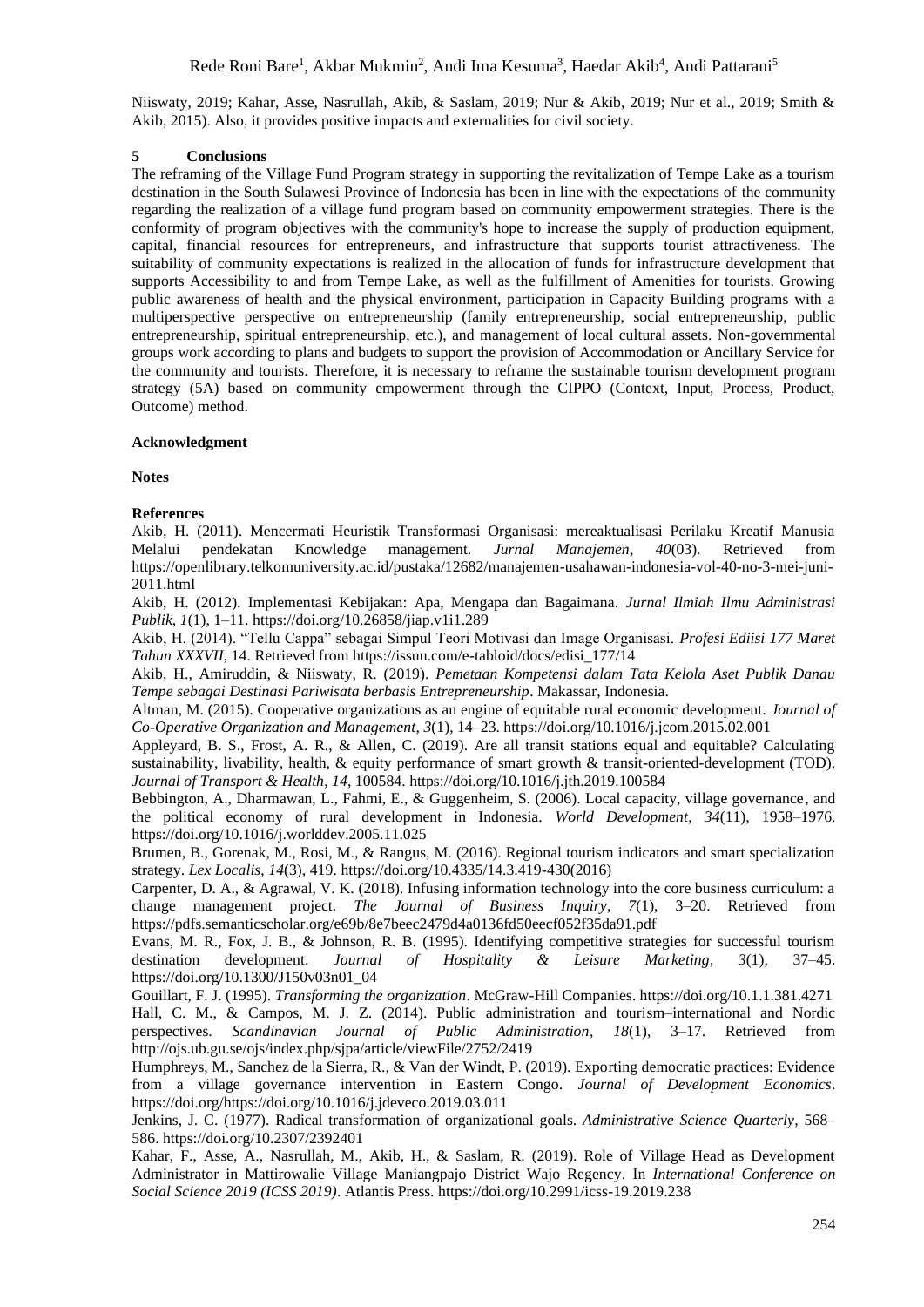Niiswaty, 2019; Kahar, Asse, Nasrullah, Akib, & Saslam, 2019; Nur & Akib, 2019; Nur et al., 2019; Smith & Akib, 2015). Also, it provides positive impacts and externalities for civil society.

## 5 Conclusions

The reframing of the Village Fund Program strategy in supporting the revitalization of Tempe Lake as a tourism destination in the South Sulawesi Province of Indonesia has been in line with the expectations of the community regarding the realization of a village fund program based on community empowerment strategies. There is the conformity of program objectives with the community's hope to increase the supply of production equipment, capital, financial resources for entrepreneurs, and infrastructure that supports tourist attractiveness. The suitability of community expectations is realized in the allocation of funds for infrastructure development that supports Accessibility to and from Tempe Lake, as well as the fulfillment of Amenities for tourists. Growing public awareness of health and the physical environment, participation in Capacity Building programs with a multiperspective perspective on entrepreneurship (family entrepreneurship, social entrepreneurship, public entrepreneurship, spiritual entrepreneurship, etc.), and management of local cultural assets. Non-governmental groups work according to plans and budgets to support the provision of Accommodation or Ancillary Service for the community and tourists. Therefore, it is necessary to reframe the sustainable tourism development program strategy (5A) based on community empowerment through the CIPPO (Context, Input, Process, Product, Outcome) method.

**Acknowledgment**

**Notes**

**References**

Akib, H. (2011). Mencermati Heuristik Transformasi Organisasi: mereaktualisasi Perilaku Kreatif Manusia Melalui pendekatan Knowledge management. *Jurnal Manajemen*, *40*(03). Retrieved from https://openlibrary.telkomuniversity.ac.id/pustaka/12682/manajemen-usahawan-indonesia-vol-40-no-3-mei-juni-2011.html

Akib, H. (2012). Implementasi Kebijakan: Apa, Mengapa dan Bagaimana. *Jurnal Ilmiah Ilmu Administrasi Publik*, *1*(1), 1–11. https://doi.org/10.26858/jiap.v1i1.289

Akib, H. (2014). "Tellu Cappa" sebagai Simpul Teori Motivasi dan Image Organisasi. *Profesi Ediisi 177 Maret Tahun XXXVII*, 14. Retrieved from https://issuu.com/e-tabloid/docs/edisi_177/14

Akib, H., Amiruddin, & Niiswaty, R. (2019). *Pemetaan Kompetensi dalam Tata Kelola Aset Publik Danau Tempe sebagai Destinasi Pariwisata berbasis Entrepreneurship*. Makassar, Indonesia.

Altman, M. (2015). Cooperative organizations as an engine of equitable rural economic development. *Journal of Co-Operative Organization and Management*, *3*(1), 14–23. https://doi.org/10.1016/j.jcom.2015.02.001

Appleyard, B. S., Frost, A. R., & Allen, C. (2019). Are all transit stations equal and equitable? Calculating sustainability, livability, health, & equity performance of smart growth & transit-oriented-development (TOD). *Journal of Transport & Health*, *14*, 100584. https://doi.org/10.1016/j.jth.2019.100584

Bebbington, A., Dharmawan, L., Fahmi, E., & Guggenheim, S. (2006). Local capacity, village governance, and the political economy of rural development in Indonesia. *World Development*, *34*(11), 1958–1976. https://doi.org/10.1016/j.worlddev.2005.11.025

Brumen, B., Gorenak, M., Rosi, M., & Rangus, M. (2016). Regional tourism indicators and smart specialization strategy. *Lex Localis*, *14*(3), 419. https://doi.org/10.4335/14.3.419-430(2016)

Carpenter, D. A., & Agrawal, V. K. (2018). Infusing information technology into the core business curriculum: a change management project. *The Journal of Business Inquiry*, *7*(1), 3–20. Retrieved from https://pdfs.semanticscholar.org/e69b/8e7beec2479d4a0136fd50eecf052f35da91.pdf

Evans, M. R., Fox, J. B., & Johnson, R. B. (1995). Identifying competitive strategies for successful tourism destination development. *Journal of Hospitality & Leisure Marketing*, *3*(1), 37–45. https://doi.org/10.1300/J150v03n01_04

Gouillart, F. J. (1995). *Transforming the organization*. McGraw-Hill Companies. https://doi.org/10.1.1.381.4271

Hall, C. M., & Campos, M. J. Z. (2014). Public administration and tourism–international and Nordic perspectives. *Scandinavian Journal of Public Administration*, *18*(1), 3–17. Retrieved from http://ojs.ub.gu.se/ojs/index.php/sjpa/article/viewFile/2752/2419

Humphreys, M., Sanchez de la Sierra, R., & Van der Windt, P. (2019). Exporting democratic practices: Evidence from a village governance intervention in Eastern Congo. *Journal of Development Economics*. https://doi.org/https://doi.org/10.1016/j.jdeveco.2019.03.011

Jenkins, J. C. (1977). Radical transformation of organizational goals. *Administrative Science Quarterly*, 568–586. https://doi.org/10.2307/2392401

Kahar, F., Asse, A., Nasrullah, M., Akib, H., & Saslam, R. (2019). Role of Village Head as Development Administrator in Mattirowalie Village Maniangpajo District Wajo Regency. In *International Conference on Social Science 2019 (ICSS 2019)*. Atlantis Press. https://doi.org/10.2991/icss-19.2019.238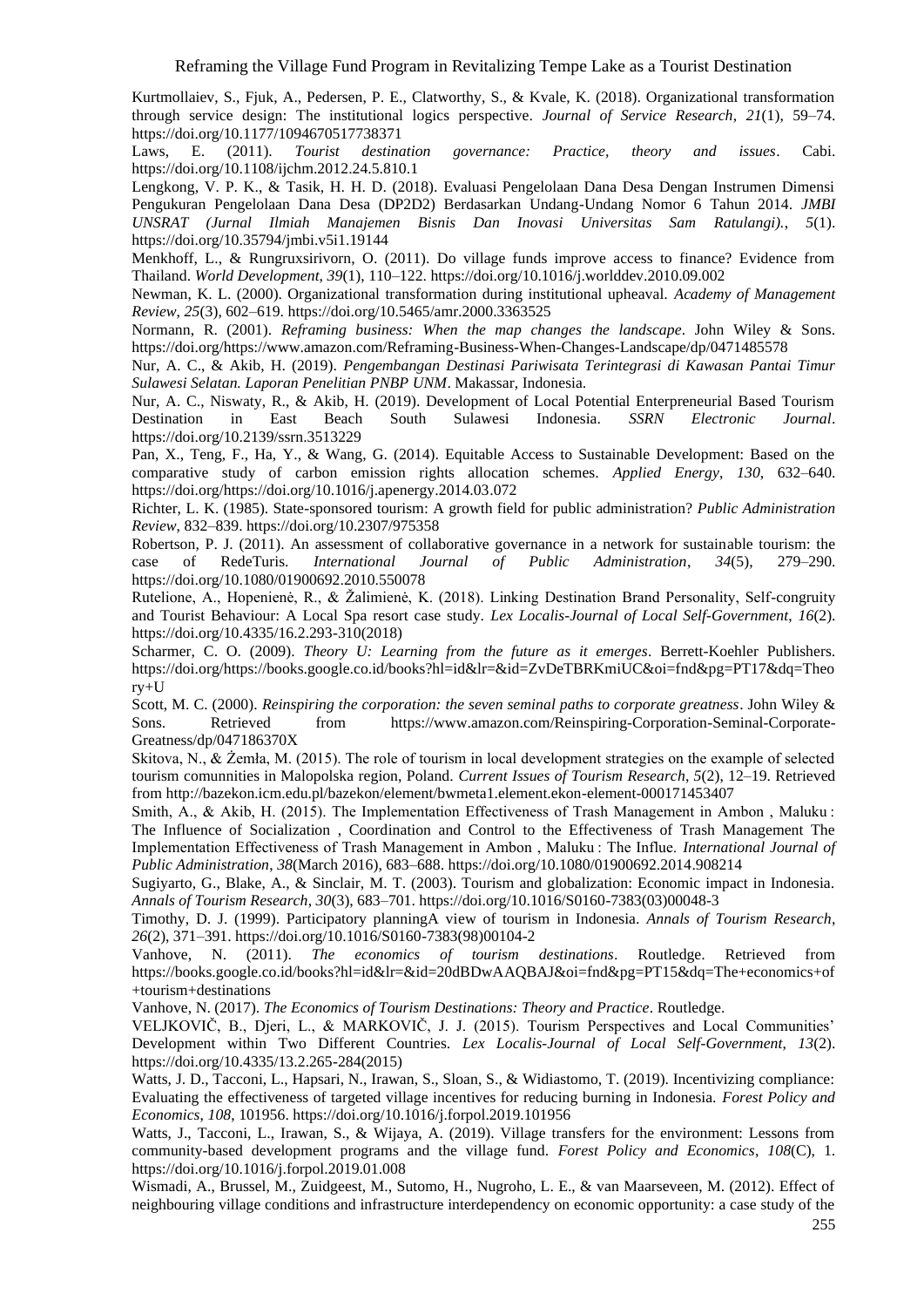Kurtmollaiev, S., Fjuk, A., Pedersen, P. E., Clatworthy, S., & Kvale, K. (2018). Organizational transformation through service design: The institutional logics perspective. *Journal of Service Research*, *21*(1), 59–74. https://doi.org/10.1177/1094670517738371

Laws, E. (2011). *Tourist destination governance: Practice, theory and issues*. Cabi. https://doi.org/10.1108/ijchm.2012.24.5.810.1

Lengkong, V. P. K., & Tasik, H. H. D. (2018). Evaluasi Pengelolaan Dana Desa Dengan Instrumen Dimensi Pengukuran Pengelolaan Dana Desa (DP2D2) Berdasarkan Undang-Undang Nomor 6 Tahun 2014. *JMBI UNSRAT (Jurnal Ilmiah Manajemen Bisnis Dan Inovasi Universitas Sam Ratulangi).*, *5*(1). https://doi.org/10.35794/jmbi.v5i1.19144

Menkhoff, L., & Rungruxsirivorn, O. (2011). Do village funds improve access to finance? Evidence from Thailand. *World Development*, *39*(1), 110–122. https://doi.org/10.1016/j.worlddev.2010.09.002

Newman, K. L. (2000). Organizational transformation during institutional upheaval. *Academy of Management Review*, *25*(3), 602–619. https://doi.org/10.5465/amr.2000.3363525

Normann, R. (2001). *Reframing business: When the map changes the landscape*. John Wiley & Sons. https://doi.org/https://www.amazon.com/Reframing-Business-When-Changes-Landscape/dp/0471485578

Nur, A. C., & Akib, H. (2019). *Pengembangan Destinasi Pariwisata Terintegrasi di Kawasan Pantai Timur Sulawesi Selatan. Laporan Penelitian PNBP UNM*. Makassar, Indonesia.

Nur, A. C., Niswaty, R., & Akib, H. (2019). Development of Local Potential Enterpreneurial Based Tourism Destination in East Beach South Sulawesi Indonesia. *SSRN Electronic Journal*. https://doi.org/10.2139/ssrn.3513229

Pan, X., Teng, F., Ha, Y., & Wang, G. (2014). Equitable Access to Sustainable Development: Based on the comparative study of carbon emission rights allocation schemes. *Applied Energy*, *130*, 632–640. https://doi.org/https://doi.org/10.1016/j.apenergy.2014.03.072

Richter, L. K. (1985). State-sponsored tourism: A growth field for public administration? *Public Administration Review*, 832–839. https://doi.org/10.2307/975358

Robertson, P. J. (2011). An assessment of collaborative governance in a network for sustainable tourism: the case of RedeTuris. *International Journal of Public Administration*, *34*(5), 279–290. https://doi.org/10.1080/01900692.2010.550078

Rutelione, A., Hopenienė, R., & Žalimienė, K. (2018). Linking Destination Brand Personality, Self-congruity and Tourist Behaviour: A Local Spa resort case study. *Lex Localis-Journal of Local Self-Government*, *16*(2). https://doi.org/10.4335/16.2.293-310(2018)

Scharmer, C. O. (2009). *Theory U: Learning from the future as it emerges*. Berrett-Koehler Publishers. https://doi.org/https://books.google.co.id/books?hl=id&lr=&id=ZvDeTBRKmiUC&oi=fnd&pg=PT17&dq=Theory+U

Scott, M. C. (2000). *Reinspiring the corporation: the seven seminal paths to corporate greatness*. John Wiley & Sons. Retrieved from https://www.amazon.com/Reinspiring-Corporation-Seminal-Corporate-Greatness/dp/047186370X

Skitova, N., & Żemła, M. (2015). The role of tourism in local development strategies on the example of selected tourism comunnities in Malopolska region, Poland. *Current Issues of Tourism Research*, *5*(2), 12–19. Retrieved from http://bazekon.icm.edu.pl/bazekon/element/bwmeta1.element.ekon-element-000171453407

Smith, A., & Akib, H. (2015). The Implementation Effectiveness of Trash Management in Ambon , Maluku : The Influence of Socialization , Coordination and Control to the Effectiveness of Trash Management The Implementation Effectiveness of Trash Management in Ambon , Maluku : The Influe. *International Journal of Public Administration*, *38*(March 2016), 683–688. https://doi.org/10.1080/01900692.2014.908214

Sugiyarto, G., Blake, A., & Sinclair, M. T. (2003). Tourism and globalization: Economic impact in Indonesia. *Annals of Tourism Research*, *30*(3), 683–701. https://doi.org/10.1016/S0160-7383(03)00048-3

Timothy, D. J. (1999). Participatory planningA view of tourism in Indonesia. *Annals of Tourism Research*, *26*(2), 371–391. https://doi.org/10.1016/S0160-7383(98)00104-2

Vanhove, N. (2011). *The economics of tourism destinations*. Routledge. Retrieved from https://books.google.co.id/books?hl=id&lr=&id=20dBDwAAQBAJ&oi=fnd&pg=PT15&dq=The+economics+of+tourism+destinations

Vanhove, N. (2017). *The Economics of Tourism Destinations: Theory and Practice*. Routledge.

VELJKOVIČ, B., Djeri, L., & MARKOVIČ, J. J. (2015). Tourism Perspectives and Local Communities' Development within Two Different Countries. *Lex Localis-Journal of Local Self-Government*, *13*(2). https://doi.org/10.4335/13.2.265-284(2015)

Watts, J. D., Tacconi, L., Hapsari, N., Irawan, S., Sloan, S., & Widiastomo, T. (2019). Incentivizing compliance: Evaluating the effectiveness of targeted village incentives for reducing burning in Indonesia. *Forest Policy and Economics*, *108*, 101956. https://doi.org/10.1016/j.forpol.2019.101956

Watts, J., Tacconi, L., Irawan, S., & Wijaya, A. (2019). Village transfers for the environment: Lessons from community-based development programs and the village fund. *Forest Policy and Economics*, *108*(C), 1. https://doi.org/10.1016/j.forpol.2019.01.008

Wismadi, A., Brussel, M., Zuidgeest, M., Sutomo, H., Nugroho, L. E., & van Maarseveen, M. (2012). Effect of neighbouring village conditions and infrastructure interdependency on economic opportunity: a case study of the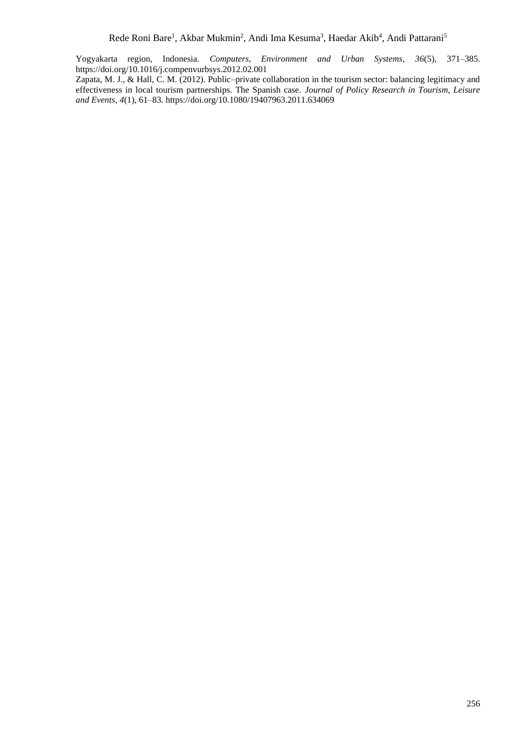Yogyakarta region, Indonesia. *Computers, Environment and Urban Systems*, *36*(5), 371–385. https://doi.org/10.1016/j.compenvurbsys.2012.02.001

Zapata, M. J., & Hall, C. M. (2012). Public–private collaboration in the tourism sector: balancing legitimacy and effectiveness in local tourism partnerships. The Spanish case. *Journal of Policy Research in Tourism, Leisure and Events*, *4*(1), 61–83. https://doi.org/10.1080/19407963.2011.634069